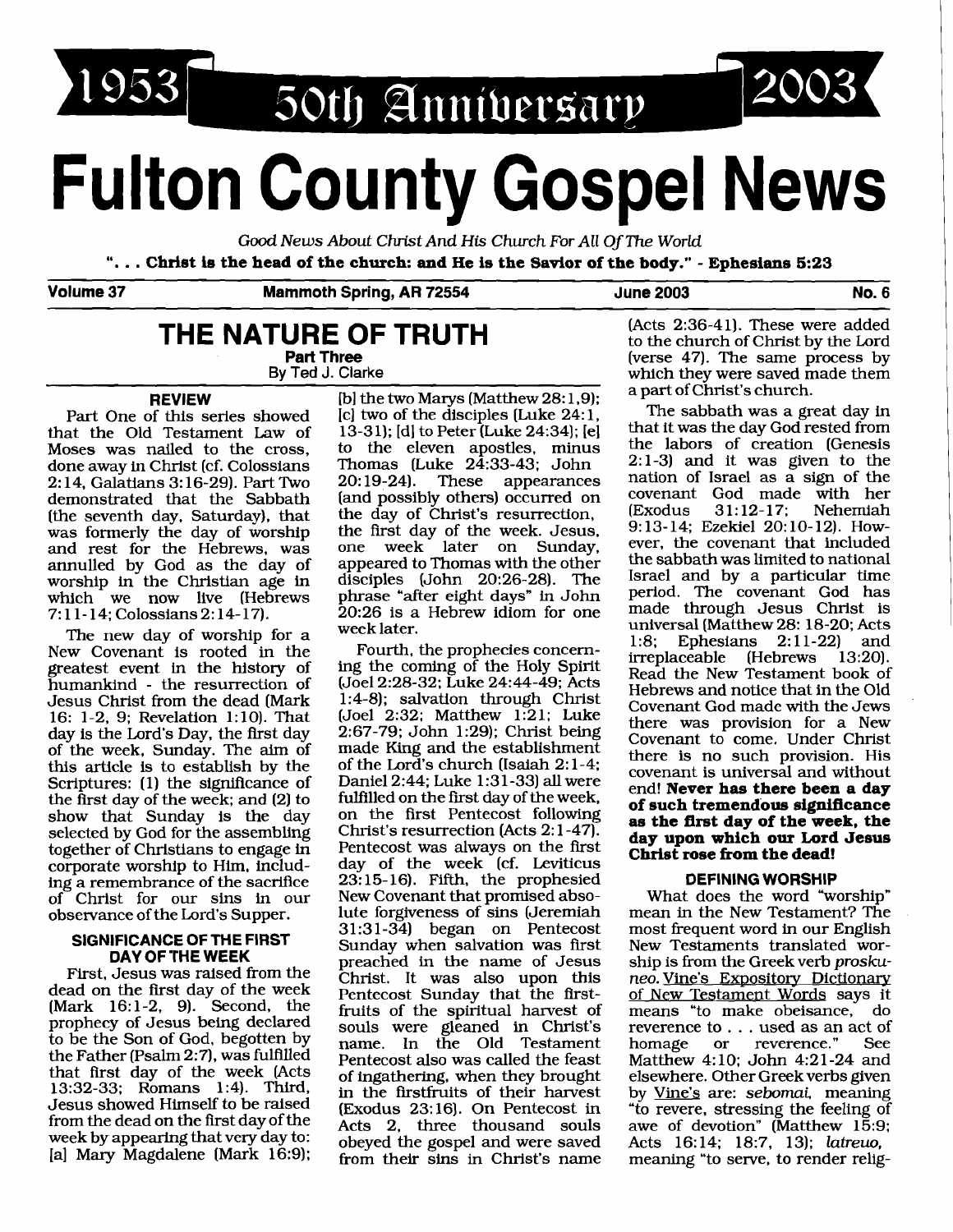1953 50th Anniversary 2003

# Fulton County Gospel News

*Good News About Christ And His Church For All Of The World*

**". . . Christ is the head of the church: and He is the Savior of the body." - Ephesians 5:23**

**Volume 37 — Mammoth Spring, AR 72554 — June 2003 — No. 6**

## THE NATURE OF TRUTH

**Part Three**

By Ted J. Clarke

### REVIEW

Part One of this series showed that the Old Testament Law of Moses was nailed to the cross, done away in Christ (cf. Colossians 2:14, Galatians 3:16-29). Part Two demonstrated that the Sabbath (the seventh day, Saturday), that was formerly the day of worship and rest for the Hebrews, was annulled by God as the day of worship in the Christian age in which we now live (Hebrews 7:11-14; Colossians 2:14-17).

The new day of worship for a New Covenant is rooted in the greatest event in the history of humankind - the resurrection of Jesus Christ from the dead (Mark 16: 1-2, 9; Revelation 1:10). That day is the Lord's Day, the first day of the week, Sunday. The aim of this article is to establish by the Scriptures: (1) the significance of the first day of the week; and (2) to show that Sunday is the day selected by God for the assembling together of Christians to engage in corporate worship to Him, including a remembrance of the sacrifice of Christ for our sins in our observance of the Lord's Supper.

### SIGNIFICANCE OF THE FIRST DAY OF THE WEEK

First, Jesus was raised from the dead on the first day of the week (Mark 16:1-2, 9). Second, the prophecy of Jesus being declared to be the Son of God, begotten by the Father (Psalm 2:7), was fulfilled that first day of the week (Acts 13:32-33; Romans 1:4). Third, Jesus showed Himself to be raised from the dead on the first day of the week by appearing that very day to: [a] Mary Magdalene (Mark 16:9); [b] the two Marys (Matthew 28:1,9); [c] two of the disciples (Luke 24:1, 13-31); [d] to Peter (Luke 24:34); [e] to the eleven apostles, minus Thomas (Luke 24:33-43; John 20:19-24). These appearances (and possibly others) occurred on the day of Christ's resurrection, the first day of the week. Jesus, one week later on Sunday, appeared to Thomas with the other disciples (John 20:26-28). The phrase "after eight days" in John 20:26 is a Hebrew idiom for one week later.

Fourth, the prophecies concerning the coming of the Holy Spirit (Joel 2:28-32; Luke 24:44-49; Acts 1:4-8); salvation through Christ (Joel 2:32; Matthew 1:21; Luke 2:67-79; John 1:29); Christ being made King and the establishment of the Lord's church (Isaiah 2:1-4; Daniel 2:44; Luke 1:31-33) all were fulfilled on the first day of the week, on the first Pentecost following Christ's resurrection (Acts 2:1-47). Pentecost was always on the first day of the week (cf. Leviticus 23:15-16). Fifth, the prophesied New Covenant that promised absolute forgiveness of sins (Jeremiah 31:31-34) began on Pentecost Sunday when salvation was first preached in the name of Jesus Christ. It was also upon this Pentecost Sunday that the first-fruits of the spiritual harvest of souls were gleaned in Christ's name. In the Old Testament Pentecost also was called the feast of ingathering, when they brought in the firstfruits of their harvest (Exodus 23:16). On Pentecost in Acts 2, three thousand souls obeyed the gospel and were saved from their sins in Christ's name (Acts 2:36-41). These were added to the church of Christ by the Lord (verse 47). The same process by which they were saved made them a part of Christ's church.

The sabbath was a great day in that it was the day God rested from the labors of creation (Genesis 2:1-3) and it was given to the nation of Israel as a sign of the covenant God made with her (Exodus 31:12-17; Nehemiah 9:13-14; Ezekiel 20:10-12). However, the covenant that included the sabbath was limited to national Israel and by a particular time period. The covenant God has made through Jesus Christ is universal (Matthew 28: 18-20; Acts 1:8; Ephesians 2:11-22) and irreplaceable (Hebrews 13:20). Read the New Testament book of Hebrews and notice that in the Old Covenant God made with the Jews there was provision for a New Covenant to come. Under Christ there is no such provision. His covenant is universal and without end! **Never has there been a day of such tremendous significance as the first day of the week, the day upon which our Lord Jesus Christ rose from the dead!**

### DEFINING WORSHIP

What does the word "worship" mean in the New Testament? The most frequent word in our English New Testaments translated worship is from the Greek verb *proskuneo*. Vine's Expository Dictionary of New Testament Words says it means "to make obeisance, do reverence to . . . used as an act of homage or reverence." See Matthew 4:10; John 4:21-24 and elsewhere. Other Greek verbs given by Vine's are: *sebomai*, meaning "to revere, stressing the feeling of awe of devotion" (Matthew 15:9; Acts 16:14; 18:7, 13); *latreuo*, meaning "to serve, to render relig-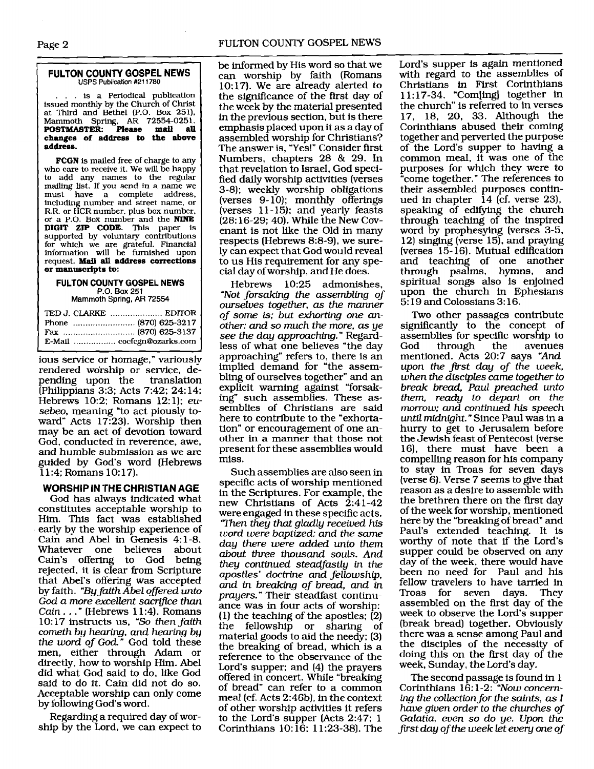## FULTON COUNTY GOSPEL NEWS

USPS Publication #211780

. . . is a Periodical publication issued monthly by the Church of Christ at Third and Bethel (P.O. Box 251), Mammoth Spring, AR 72554-0251. **POSTMASTER: Please mail all changes of address to the above address.**

**FCGN** is mailed free of charge to any who care to receive it. We will be happy to add any names to the regular mailing list. If you send in a name we must have a complete address, including number and street name, or R.R. or HCR number, plus box number, or a P.O. Box number and the **NINE DIGIT ZIP CODE**. This paper is supported by voluntary contributions for which we are grateful. Financial information will be furnished upon request. **Mail all address corrections or manuscripts to:**

**FULTON COUNTY GOSPEL NEWS**
P.O. Box 251
Mammoth Spring, AR 72554

TED J. CLARKE ..................... EDITOR
Phone ......................... (870) 625-3217
Fax ............................ (870) 625-3137
E-Mail ................ cocfcgn@ozarks.com

ious service or homage," variously rendered worship or service, depending upon the translation (Philippians 3:3; Acts 7:42; 24:14; Hebrews 10:2; Romans 12:1); *eusebeo*, meaning "to act piously toward" Acts 17:23). Worship then may be an act of devotion toward God, conducted in reverence, awe, and humble submission as we are guided by God's word (Hebrews 11:4; Romans 10:17).

### WORSHIP IN THE CHRISTIAN AGE

God has always indicated what constitutes acceptable worship to Him. This fact was established early by the worship experience of Cain and Abel in Genesis 4:1-8. Whatever one believes about Cain's offering to God being rejected, it is clear from Scripture that Abel's offering was accepted by faith. *"By faith Abel offered unto God a more excellent sacrifice than Cain . . ."* (Hebrews 11:4). Romans 10:17 instructs us, *"So then faith cometh by hearing, and hearing by the word of God."* God told these men, either through Adam or directly, how to worship Him. Abel did what God said to do, like God said to do it. Cain did not do so. Acceptable worship can only come by following God's word.

Regarding a required day of worship by the Lord, we can expect to be informed by His word so that we can worship by faith (Romans 10:17). We are already alerted to the significance of the first day of the week by the material presented in the previous section, but is there emphasis placed upon it as a day of assembled worship for Christians? The answer is, "Yes!" Consider first Numbers, chapters 28 & 29. In that revelation to Israel, God specified daily worship activities (verses 3-8); weekly worship obligations (verses 9-10); monthly offerings (verses 11-15); and yearly feasts (28:16-29; 40). While the New Covenant is not like the Old in many respects (Hebrews 8:8-9), we surely can expect that God would reveal to us His requirement for any special day of worship, and He does.

Hebrews 10:25 admonishes, *"Not forsaking the assembling of ourselves together, as the manner of some is; but exhorting one another: and so much the more, as ye see the day approaching."* Regardless of what one believes "the day approaching" refers to, there is an implied demand for "the assembling of ourselves together" and an explicit warning against "forsaking" such assemblies. These assemblies of Christians are said here to contribute to the "exhortation" or encouragement of one another in a manner that those not present for these assemblies would miss.

Such assemblies are also seen in specific acts of worship mentioned in the Scriptures. For example, the new Christians of Acts 2:41-42 were engaged in these specific acts. *"Then they that gladly received his word were baptized: and the same day there were added unto them about three thousand souls. And they continued steadfastly in the apostles' doctrine and fellowship, and in breaking of bread, and in prayers."* Their steadfast continuance was in four acts of worship: (1) the teaching of the apostles; (2) the fellowship or sharing of material goods to aid the needy; (3) the breaking of bread, which is a reference to the observance of the Lord's supper; and (4) the prayers offered in concert. While "breaking of bread" can refer to a common meal (cf. Acts 2:46b), in the context of other worship activities it refers to the Lord's supper (Acts 2:47; 1 Corinthians 10:16; 11:23-38). The Lord's supper is again mentioned with regard to the assemblies of Christians in First Corinthians 11:17-34. "Com[ing] together in the church" is referred to in verses 17, 18, 20, 33. Although the Corinthians abused their coming together and perverted the purpose of the Lord's supper to having a common meal, it was one of the purposes for which they were to "come together." The references to their assembled purposes continued in chapter 14 (cf. verse 23), speaking of edifying the church through teaching of the inspired word by prophesying (verses 3-5, 12) singing (verse 15), and praying (verses 15-16). Mutual edification and teaching of one another through psalms, hymns, and spiritual songs also is enjoined upon the church in Ephesians 5:19 and Colossians 3:16.

Two other passages contribute significantly to the concept of assemblies for specific worship to God through the avenues mentioned. Acts 20:7 says *"And upon the first day of the week, when the disciples came together to break bread, Paul preached unto them, ready to depart on the morrow; and continued his speech until midnight."* Since Paul was in a hurry to get to Jerusalem before the Jewish feast of Pentecost (verse 16), there must have been a compelling reason for his company to stay in Troas for seven days (verse 6). Verse 7 seems to give that reason as a desire to assemble with the brethren there on the first day of the week for worship, mentioned here by the "breaking of bread" and Paul's extended teaching. It is worthy of note that if the Lord's supper could be observed on any day of the week, there would have been no need for Paul and his fellow travelers to have tarried in Troas for seven days. They assembled on the first day of the week to observe the Lord's supper (break bread) together. Obviously there was a sense among Paul and the disciples of the necessity of doing this on the first day of the week, Sunday, the Lord's day.

The second passage is found in 1 Corinthians 16:1-2: *"Now concerning the collection for the saints, as I have given order to the churches of Galatia, even so do ye. Upon the first day of the week let every one of*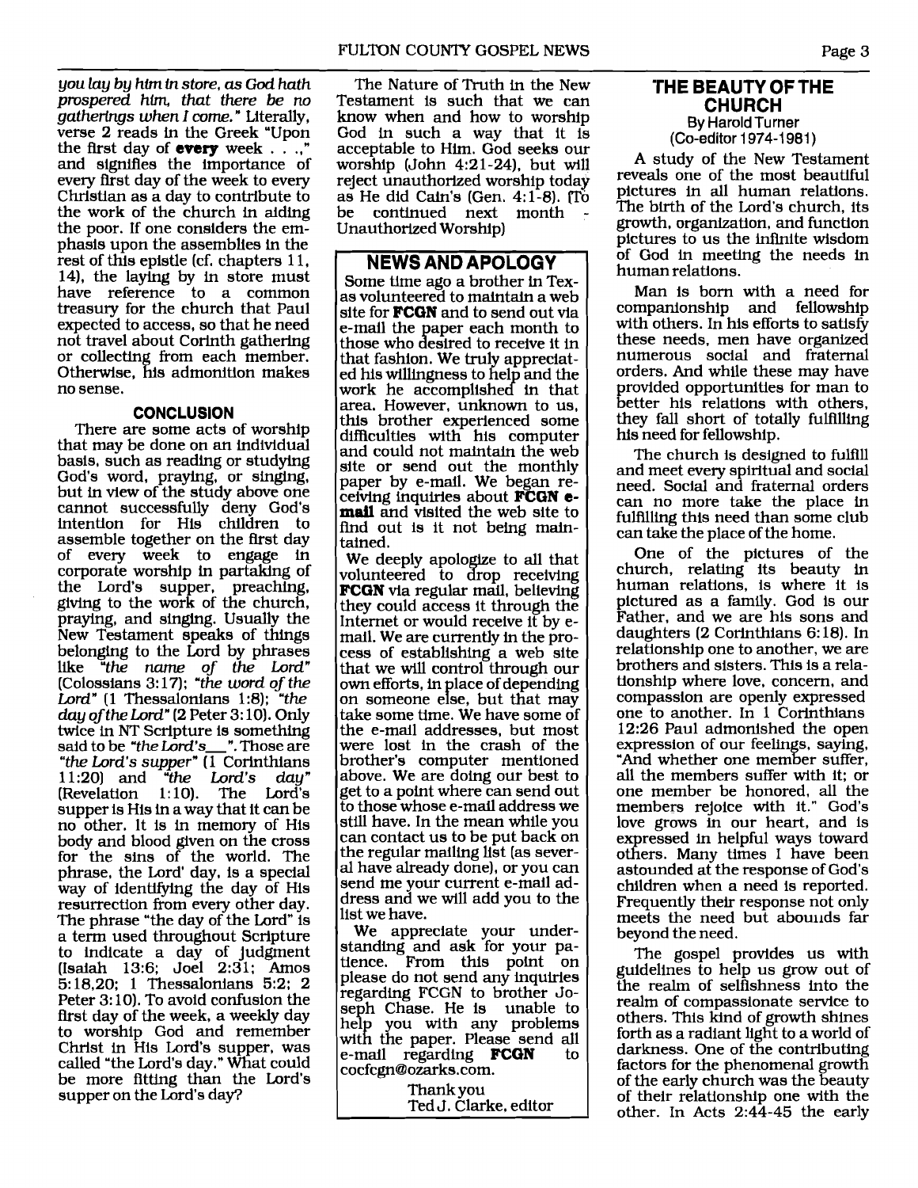*you lay by him in store, as God hath prospered him, that there be no gatherings when I come.*" Literally, verse 2 reads in the Greek "Upon the first day of **every** week . . .," and signifies the importance of every first day of the week to every Christian as a day to contribute to the work of the church in aiding the poor. If one considers the emphasis upon the assemblies in the rest of this epistle (cf. chapters 11, 14), the laying by in store must have reference to a common treasury for the church that Paul expected to access, so that he need not travel about Corinth gathering or collecting from each member. Otherwise, his admonition makes no sense.

### CONCLUSION

There are some acts of worship that may be done on an individual basis, such as reading or studying God's word, praying, or singing, but in view of the study above one cannot successfully deny God's intention for His children to assemble together on the first day of every week to engage in corporate worship in partaking of the Lord's supper, preaching, giving to the work of the church, praying, and singing. Usually the New Testament speaks of things belonging to the Lord by phrases like *"the name of the Lord"* (Colossians 3:17); *"the word of the Lord"* (1 Thessalonians 1:8); *"the day of the Lord"* (2 Peter 3:10). Only twice in NT Scripture is something said to be *"the Lord's___"*. Those are *"the Lord's supper"* (1 Corinthians 11:20) and *"the Lord's day"* (Revelation 1:10). The Lord's supper is His in a way that it can be no other. It is in memory of His body and blood given on the cross for the sins of the world. The phrase, the Lord' day, is a special way of identifying the day of His resurrection from every other day. The phrase "the day of the Lord" is a term used throughout Scripture to indicate a day of judgment (Isaiah 13:6; Joel 2:31; Amos 5:18,20; 1 Thessalonians 5:2; 2 Peter 3:10). To avoid confusion the first day of the week, a weekly day to worship God and remember Christ in His Lord's supper, was called "the Lord's day." What could be more fitting than the Lord's supper on the Lord's day?

The Nature of Truth in the New Testament is such that we can know when and how to worship God in such a way that it is acceptable to Him. God seeks our worship (John 4:21-24), but will reject unauthorized worship today as He did Cain's (Gen. 4:1-8). (To be continued next month - Unauthorized Worship)

## NEWS AND APOLOGY

Some time ago a brother in Texas volunteered to maintain a web site for **FCGN** and to send out via e-mail the paper each month to those who desired to receive it in that fashion. We truly appreciated his willingness to help and the work he accomplished in that area. However, unknown to us, this brother experienced some difficulties with his computer and could not maintain the web site or send out the monthly paper by e-mail. We began receiving inquiries about **FCGN e-mail** and visited the web site to find out is it not being maintained.

We deeply apologize to all that volunteered to drop receiving **FCGN** via regular mail, believing they could access it through the Internet or would receive it by e-mail. We are currently in the process of establishing a web site that we will control through our own efforts, in place of depending on someone else, but that may take some time. We have some of the e-mail addresses, but most were lost in the crash of the brother's computer mentioned above. We are doing our best to get to a point where can send out to those whose e-mail address we still have. In the mean while you can contact us to be put back on the regular mailing list (as several have already done), or you can send me your current e-mail address and we will add you to the list we have.

We appreciate your understanding and ask for your patience. From this point on please do not send any inquiries regarding FCGN to brother Joseph Chase. He is unable to help you with any problems with the paper. Please send all e-mail regarding **FCGN** to cocfcgn@ozarks.com.

Thank you
Ted J. Clarke, editor

## THE BEAUTY OF THE CHURCH

By Harold Turner
(Co-editor 1974-1981)

A study of the New Testament reveals one of the most beautiful pictures in all human relations. The birth of the Lord's church, its growth, organization, and function pictures to us the infinite wisdom of God in meeting the needs in human relations.

Man is born with a need for companionship and fellowship with others. In his efforts to satisfy these needs, men have organized numerous social and fraternal orders. And while these may have provided opportunities for man to better his relations with others, they fall short of totally fulfilling his need for fellowship.

The church is designed to fulfill and meet every spiritual and social need. Social and fraternal orders can no more take the place in fulfilling this need than some club can take the place of the home.

One of the pictures of the church, relating its beauty in human relations, is where it is pictured as a family. God is our Father, and we are his sons and daughters (2 Corinthians 6:18). In relationship one to another, we are brothers and sisters. This is a relationship where love, concern, and compassion are openly expressed one to another. In 1 Corinthians 12:26 Paul admonished the open expression of our feelings, saying, "And whether one member suffer, all the members suffer with it; or one member be honored, all the members rejoice with it." God's love grows in our heart, and is expressed in helpful ways toward others. Many times I have been astounded at the response of God's children when a need is reported. Frequently their response not only meets the need but abounds far beyond the need.

The gospel provides us with guidelines to help us grow out of the realm of selfishness into the realm of compassionate service to others. This kind of growth shines forth as a radiant light to a world of darkness. One of the contributing factors for the phenomenal growth of the early church was the beauty of their relationship one with the other. In Acts 2:44-45 the early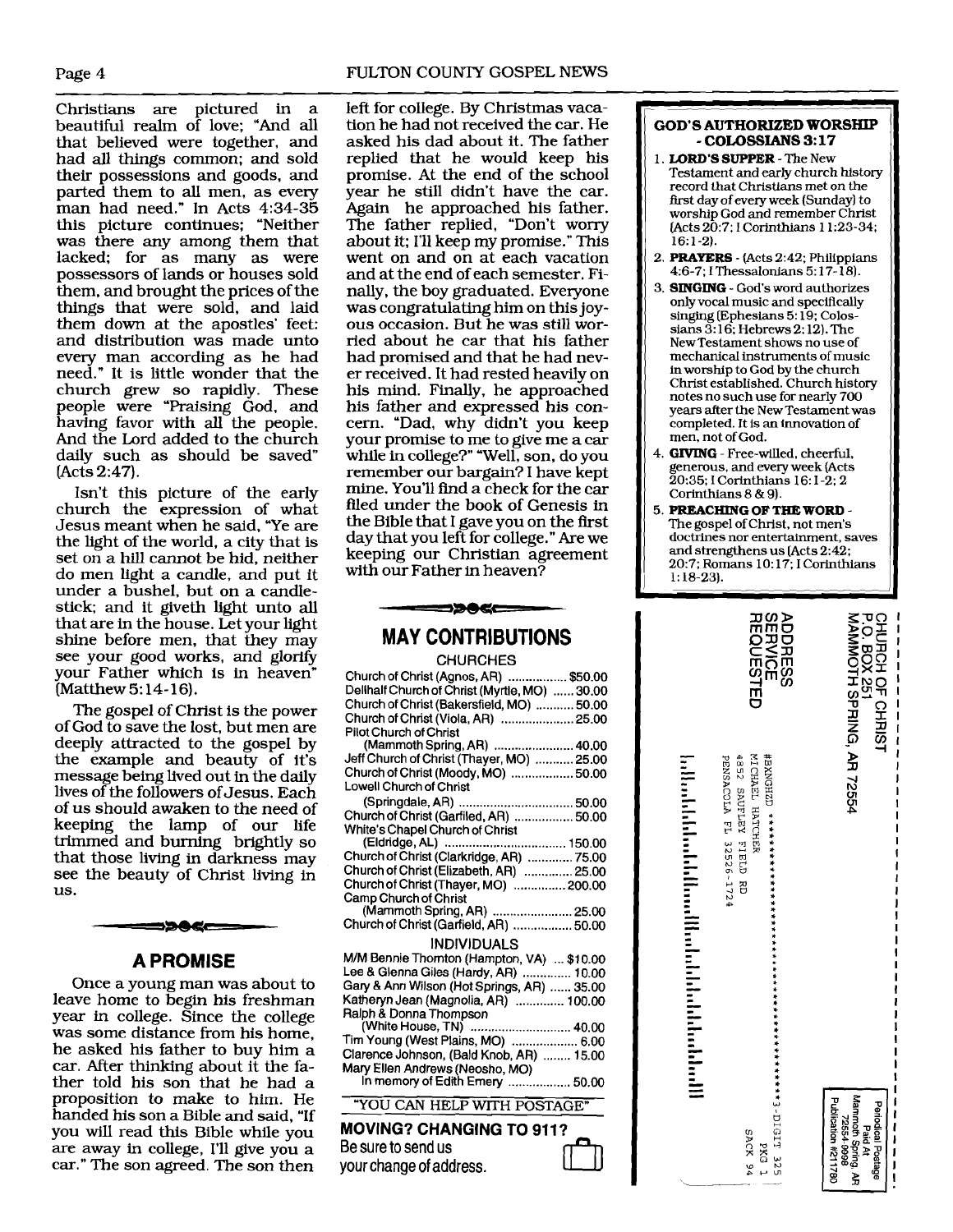Christians are pictured in a beautiful realm of love; "And all that believed were together, and had all things common; and sold their possessions and goods, and parted them to all men, as every man had need." In Acts 4:34-35 this picture continues; "Neither was there any among them that lacked; for as many as were possessors of lands or houses sold them, and brought the prices of the things that were sold, and laid them down at the apostles' feet: and distribution was made unto every man according as he had need." It is little wonder that the church grew so rapidly. These people were "Praising God, and having favor with all the people. And the Lord added to the church daily such as should be saved" (Acts 2:47).

Isn't this picture of the early church the expression of what Jesus meant when he said, "Ye are the light of the world, a city that is set on a hill cannot be hid, neither do men light a candle, and put it under a bushel, but on a candlestick; and it giveth light unto all that are in the house. Let your light shine before men, that they may see your good works, and glorify your Father which is in heaven" (Matthew 5:14-16).

The gospel of Christ is the power of God to save the lost, but men are deeply attracted to the gospel by the example and beauty of it's message being lived out in the daily lives of the followers of Jesus. Each of us should awaken to the need of keeping the lamp of our life trimmed and burning brightly so that those living in darkness may see the beauty of Christ living in us.

## A PROMISE

Once a young man was about to leave home to begin his freshman year in college. Since the college was some distance from his home, he asked his father to buy him a car. After thinking about it the father told his son that he had a proposition to make to him. He handed his son a Bible and said, "If you will read this Bible while you are away in college, I'll give you a car." The son agreed. The son then left for college. By Christmas vacation he had not received the car. He asked his dad about it. The father replied that he would keep his promise. At the end of the school year he still didn't have the car. Again he approached his father. The father replied, "Don't worry about it; I'll keep my promise." This went on and on at each vacation and at the end of each semester. Finally, the boy graduated. Everyone was congratulating him on this joyous occasion. But he was still worried about he car that his father had promised and that he had never received. It had rested heavily on his mind. Finally, he approached his father and expressed his concern. "Dad, why didn't you keep your promise to me to give me a car while in college?" "Well, son, do you remember our bargain? I have kept mine. You'll find a check for the car filed under the book of Genesis in the Bible that I gave you on the first day that you left for college." Are we keeping our Christian agreement with our Father in heaven?

## MAY CONTRIBUTIONS

### CHURCHES

Church of Christ (Agnos, AR) .................. $50.00
Dellhalf Church of Christ (Myrtle, MO) ...... 30.00
Church of Christ (Bakersfield, MO) ........... 50.00
Church of Christ (Viola, AR) ..................... 25.00
Pilot Church of Christ (Mammoth Spring, AR) ........................ 40.00
Jeff Church of Christ (Thayer, MO) ........... 25.00
Church of Christ (Moody, MO) .................. 50.00
Lowell Church of Christ (Springdale, AR) ................................ 50.00
Church of Christ (Garfiled, AR) ................. 50.00
White's Chapel Church of Christ (Eldridge, AL) .................................. 150.00
Church of Christ (Clarkridge, AR) ............. 75.00
Church of Christ (Elizabeth, AR) .............. 25.00
Church of Christ (Thayer, MO) ............... 200.00
Camp Church of Christ (Mammoth Spring, AR) ....................... 25.00
Church of Christ (Garfield, AR) ................. 50.00

### INDIVIDUALS

M/M Bennie Thornton (Hampton, VA) ... $10.00
Lee & Glenna Giles (Hardy, AR) .............. 10.00
Gary & Ann Wilson (Hot Springs, AR) ...... 35.00
Katheryn Jean (Magnolia, AR) .............. 100.00
Ralph & Donna Thompson (White House, TN) ............................ 40.00
Tim Young (West Plains, MO) ................... 6.00
Clarence Johnson, (Bald Knob, AR) ........ 15.00
Mary Ellen Andrews (Neosho, MO) In memory of Edith Emery .................. 50.00

"YOU CAN HELP WITH POSTAGE"

**MOVING? CHANGING TO 911?**
Be sure to send us your change of address.

**GOD'S AUTHORIZED WORSHIP - COLOSSIANS 3:17**

1. **LORD'S SUPPER** - The New Testament and early church history record that Christians met on the first day of every week (Sunday) to worship God and remember Christ (Acts 20:7; I Corinthians 11:23-34; 16:1-2).
2. **PRAYERS** - (Acts 2:42; Philippians 4:6-7; I Thessalonians 5:17-18).
3. **SINGING** - God's word authorizes only vocal music and specifically singing (Ephesians 5:19; Colossians 3:16; Hebrews 2:12). The New Testament shows no use of mechanical instruments of music in worship to God by the church Christ established. Church history notes no such use for nearly 700 years after the New Testament was completed. It is an innovation of men, not of God.
4. **GIVING** - Free-willed, cheerful, generous, and every week (Acts 20:35; I Corinthians 16:1-2; 2 Corinthians 8 & 9).
5. **PREACHING OF THE WORD** - The gospel of Christ, not men's doctrines nor entertainment, saves and strengthens us (Acts 2:42; 20:7; Romans 10:17; I Corinthians 1:18-23).

CHURCH OF CHRIST
P.O. BOX 251
MAMMOTH SPRING, AR 72554

ADDRESS SERVICE REQUESTED

Periodical Postage Paid At Mammoth Spring, AR 72554-9998 Publication #211780

#BXNGHZD ******************************3-DIGIT 325
MICHAEL HATCHER PKG 1
4852 SAUFLEY FIELD RD SACK 94
PENSACOLA FL 32526-1724